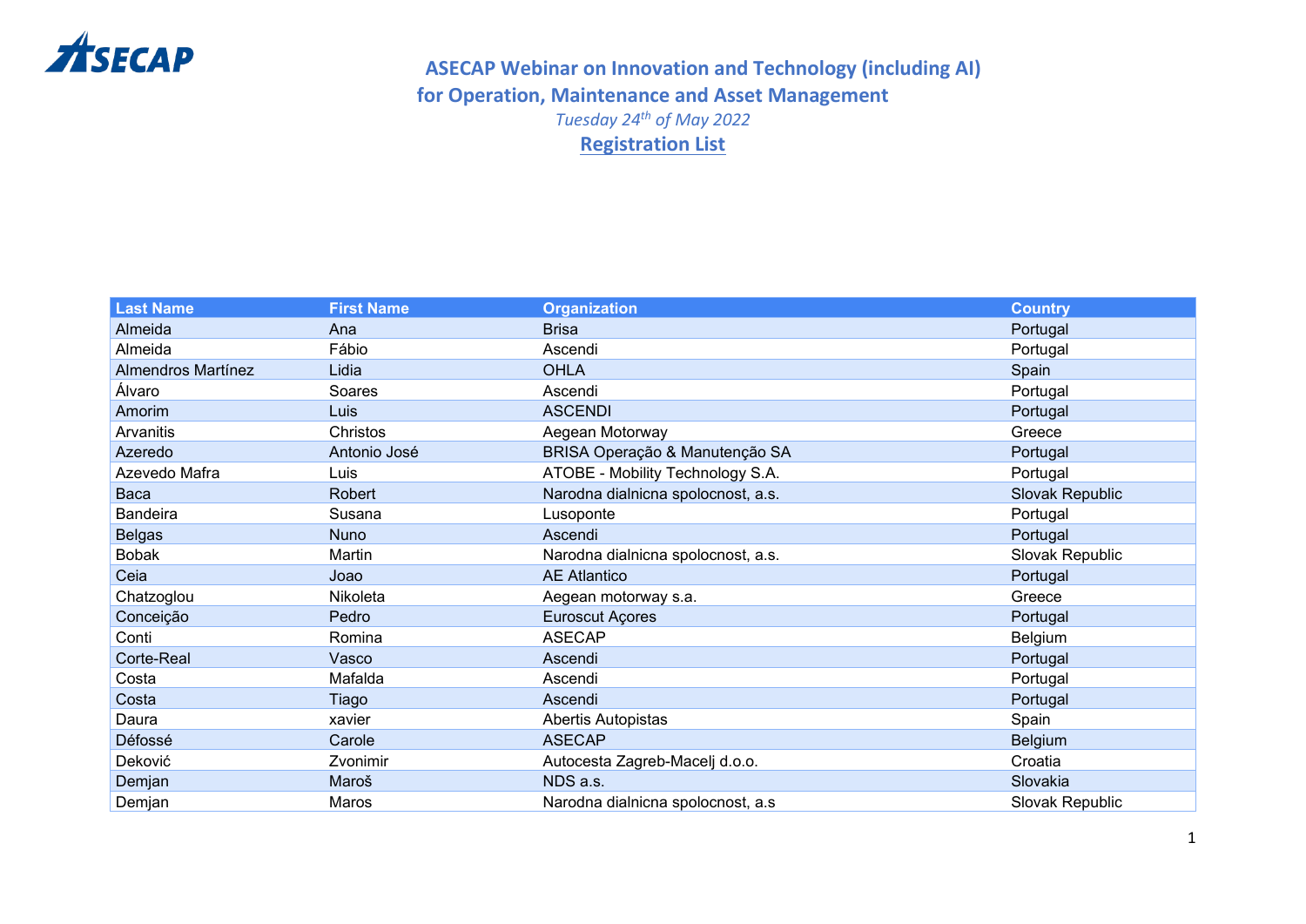# ASECAP Webinar on Innovation and Technology (including AI) for Operation, Maintenance and Asset Management

*Tuesday 24th of May 2022*

## Registration List

| Last Name | First Name | Organization | Country |
|---|---|---|---|
| Almeida | Ana | Brisa | Portugal |
| Almeida | Fábio | Ascendi | Portugal |
| Almendros Martínez | Lidia | OHLA | Spain |
| Álvaro | Soares | Ascendi | Portugal |
| Amorim | Luis | ASCENDI | Portugal |
| Arvanitis | Christos | Aegean Motorway | Greece |
| Azeredo | Antonio José | BRISA Operação & Manutenção SA | Portugal |
| Azevedo Mafra | Luis | ATOBE - Mobility Technology S.A. | Portugal |
| Baca | Robert | Narodna dialnicna spolocnost, a.s. | Slovak Republic |
| Bandeira | Susana | Lusoponte | Portugal |
| Belgas | Nuno | Ascendi | Portugal |
| Bobak | Martin | Narodna dialnicna spolocnost, a.s. | Slovak Republic |
| Ceia | Joao | AE Atlantico | Portugal |
| Chatzoglou | Nikoleta | Aegean motorway s.a. | Greece |
| Conceição | Pedro | Euroscut Açores | Portugal |
| Conti | Romina | ASECAP | Belgium |
| Corte-Real | Vasco | Ascendi | Portugal |
| Costa | Mafalda | Ascendi | Portugal |
| Costa | Tiago | Ascendi | Portugal |
| Daura | xavier | Abertis Autopistas | Spain |
| Défossé | Carole | ASECAP | Belgium |
| Deković | Zvonimir | Autocesta Zagreb-Macelj d.o.o. | Croatia |
| Demjan | Maroš | NDS a.s. | Slovakia |
| Demjan | Maros | Narodna dialnicna spolocnost, a.s | Slovak Republic |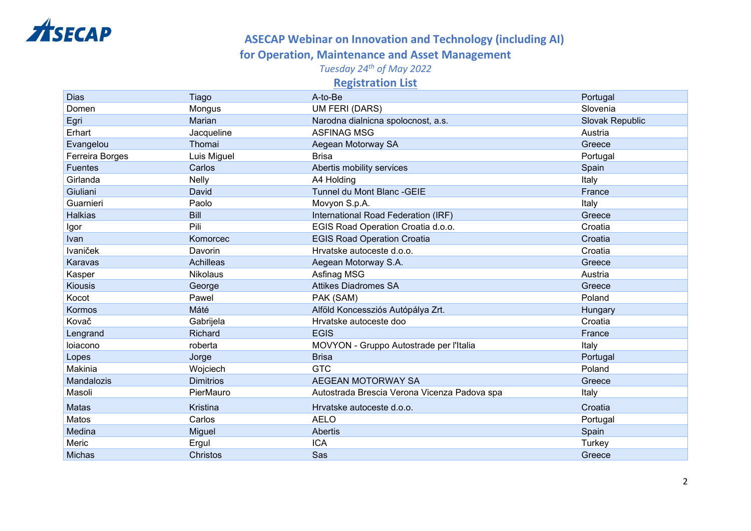ASECAP

## ASECAP Webinar on Innovation and Technology (including AI) for Operation, Maintenance and Asset Management

*Tuesday 24th of May 2022*

### Registration List

| | | | |
|---|---|---|---|
| Dias | Tiago | A-to-Be | Portugal |
| Domen | Mongus | UM FERI (DARS) | Slovenia |
| Egri | Marian | Narodna dialnicna spolocnost, a.s. | Slovak Republic |
| Erhart | Jacqueline | ASFINAG MSG | Austria |
| Evangelou | Thomai | Aegean Motorway SA | Greece |
| Ferreira Borges | Luis Miguel | Brisa | Portugal |
| Fuentes | Carlos | Abertis mobility services | Spain |
| Girlanda | Nelly | A4 Holding | Italy |
| Giuliani | David | Tunnel du Mont Blanc -GEIE | France |
| Guarnieri | Paolo | Movyon S.p.A. | Italy |
| Halkias | Bill | International Road Federation (IRF) | Greece |
| Igor | Pili | EGIS Road Operation Croatia d.o.o. | Croatia |
| Ivan | Komorcec | EGIS Road Operation Croatia | Croatia |
| Ivaniček | Davorin | Hrvatske autoceste d.o.o. | Croatia |
| Karavas | Achilleas | Aegean Motorway S.A. | Greece |
| Kasper | Nikolaus | Asfinag MSG | Austria |
| Kiousis | George | Attikes Diadromes SA | Greece |
| Kocot | Pawel | PAK (SAM) | Poland |
| Kormos | Máté | Alföld Koncessziós Autópálya Zrt. | Hungary |
| Kovač | Gabrijela | Hrvatske autoceste doo | Croatia |
| Lengrand | Richard | EGIS | France |
| loiacono | roberta | MOVYON - Gruppo Autostrade per l'Italia | Italy |
| Lopes | Jorge | Brisa | Portugal |
| Makinia | Wojciech | GTC | Poland |
| Mandalozis | Dimitrios | AEGEAN MOTORWAY SA | Greece |
| Masoli | PierMauro | Autostrada Brescia Verona Vicenza Padova spa | Italy |
| Matas | Kristina | Hrvatske autoceste d.o.o. | Croatia |
| Matos | Carlos | AELO | Portugal |
| Medina | Miguel | Abertis | Spain |
| Meric | Ergul | ICA | Turkey |
| Michas | Christos | Sas | Greece |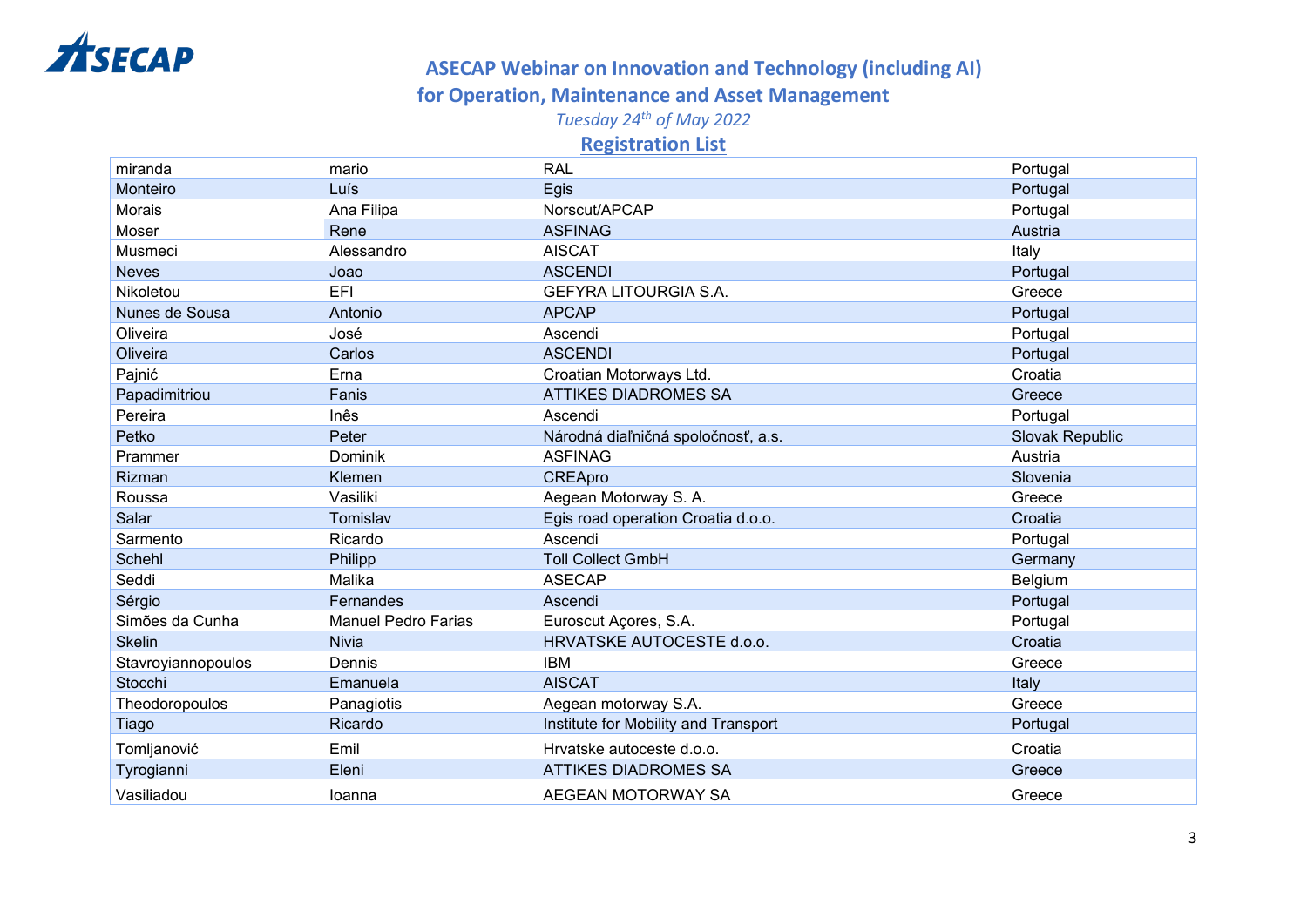# ASECAP Webinar on Innovation and Technology (including AI) for Operation, Maintenance and Asset Management

*Tuesday 24th of May 2022*

## Registration List

| | | | |
|---|---|---|---|
| miranda | mario | RAL | Portugal |
| Monteiro | Luís | Egis | Portugal |
| Morais | Ana Filipa | Norscut/APCAP | Portugal |
| Moser | Rene | ASFINAG | Austria |
| Musmeci | Alessandro | AISCAT | Italy |
| Neves | Joao | ASCENDI | Portugal |
| Nikoletou | EFI | GEFYRA LITOURGIA S.A. | Greece |
| Nunes de Sousa | Antonio | APCAP | Portugal |
| Oliveira | José | Ascendi | Portugal |
| Oliveira | Carlos | ASCENDI | Portugal |
| Pajnić | Erna | Croatian Motorways Ltd. | Croatia |
| Papadimitriou | Fanis | ATTIKES DIADROMES SA | Greece |
| Pereira | Inês | Ascendi | Portugal |
| Petko | Peter | Národná diaľničná spoločnosť, a.s. | Slovak Republic |
| Prammer | Dominik | ASFINAG | Austria |
| Rizman | Klemen | CREApro | Slovenia |
| Roussa | Vasiliki | Aegean Motorway S. A. | Greece |
| Salar | Tomislav | Egis road operation Croatia d.o.o. | Croatia |
| Sarmento | Ricardo | Ascendi | Portugal |
| Schehl | Philipp | Toll Collect GmbH | Germany |
| Seddi | Malika | ASECAP | Belgium |
| Sérgio | Fernandes | Ascendi | Portugal |
| Simões da Cunha | Manuel Pedro Farias | Euroscut Açores, S.A. | Portugal |
| Skelin | Nivia | HRVATSKE AUTOCESTE d.o.o. | Croatia |
| Stavroyiannopoulos | Dennis | IBM | Greece |
| Stocchi | Emanuela | AISCAT | Italy |
| Theodoropoulos | Panagiotis | Aegean motorway S.A. | Greece |
| Tiago | Ricardo | Institute for Mobility and Transport | Portugal |
| Tomljanović | Emil | Hrvatske autoceste d.o.o. | Croatia |
| Tyrogianni | Eleni | ATTIKES DIADROMES SA | Greece |
| Vasiliadou | Ioanna | AEGEAN MOTORWAY SA | Greece |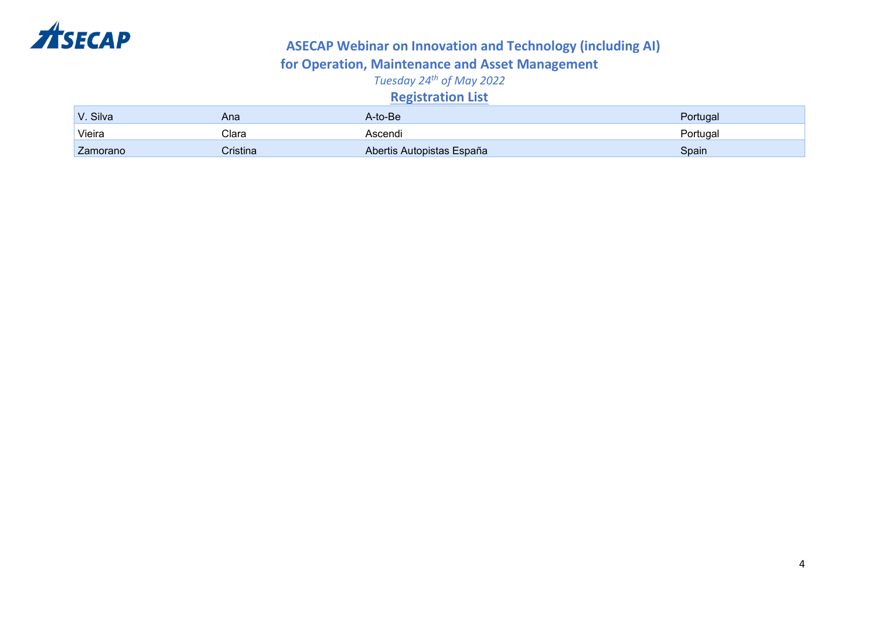**ASECAP Webinar on Innovation and Technology (including AI) for Operation, Maintenance and Asset Management**

*Tuesday 24th of May 2022*

**Registration List**

| | | | |
|---|---|---|---|
| V. Silva | Ana | A-to-Be | Portugal |
| Vieira | Clara | Ascendi | Portugal |
| Zamorano | Cristina | Abertis Autopistas España | Spain |